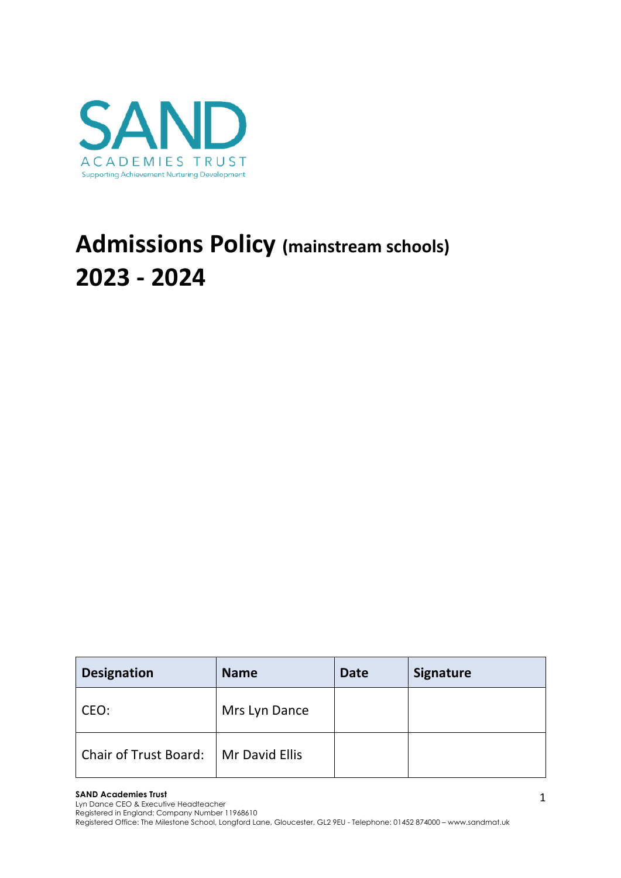SAND

ACADEMIES TRUST

Supporting Achievement Nurturing Development

# Admissions Policy (mainstream schools) 2023 - 2024

| Designation | Name | Date | Signature |
|---|---|---|---|
| CEO: | Mrs Lyn Dance | | |
| Chair of Trust Board: | Mr David Ellis | | |

**SAND Academies Trust**
Lyn Dance CEO & Executive Headteacher
Registered in England: Company Number 11968610
Registered Office: The Milestone School, Longford Lane, Gloucester, GL2 9EU - Telephone: 01452 874000 – www.sandmat.uk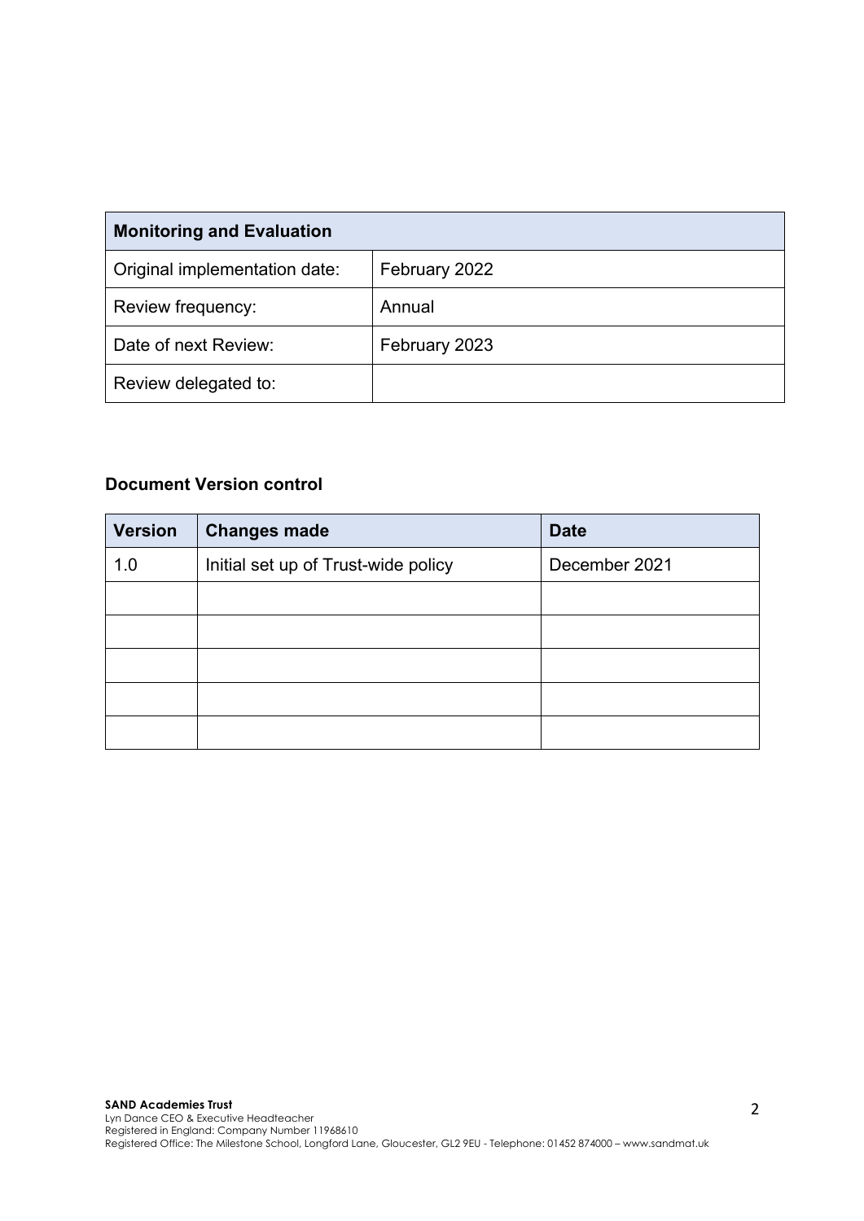| **Monitoring and Evaluation** | |
| --- | --- |
| Original implementation date: | February 2022 |
| Review frequency: | Annual |
| Date of next Review: | February 2023 |
| Review delegated to: | |

**Document Version control**

| Version | Changes made | Date |
| --- | --- | --- |
| 1.0 | Initial set up of Trust-wide policy | December 2021 |
| | | |
| | | |
| | | |
| | | |
| | | |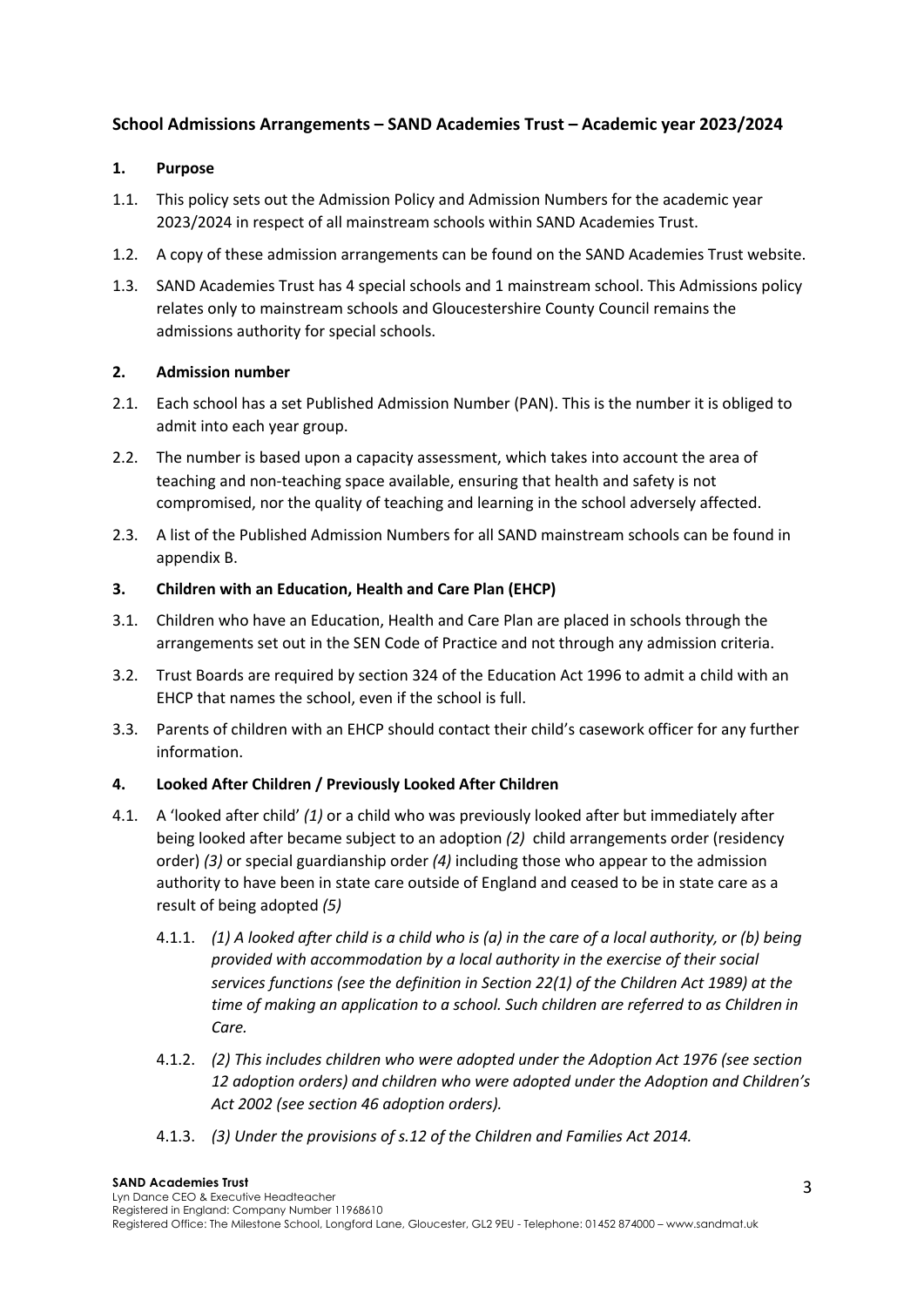## School Admissions Arrangements – SAND Academies Trust – Academic year 2023/2024

### 1. Purpose

1.1. This policy sets out the Admission Policy and Admission Numbers for the academic year 2023/2024 in respect of all mainstream schools within SAND Academies Trust.

1.2. A copy of these admission arrangements can be found on the SAND Academies Trust website.

1.3. SAND Academies Trust has 4 special schools and 1 mainstream school. This Admissions policy relates only to mainstream schools and Gloucestershire County Council remains the admissions authority for special schools.

### 2. Admission number

2.1. Each school has a set Published Admission Number (PAN). This is the number it is obliged to admit into each year group.

2.2. The number is based upon a capacity assessment, which takes into account the area of teaching and non-teaching space available, ensuring that health and safety is not compromised, nor the quality of teaching and learning in the school adversely affected.

2.3. A list of the Published Admission Numbers for all SAND mainstream schools can be found in appendix B.

### 3. Children with an Education, Health and Care Plan (EHCP)

3.1. Children who have an Education, Health and Care Plan are placed in schools through the arrangements set out in the SEN Code of Practice and not through any admission criteria.

3.2. Trust Boards are required by section 324 of the Education Act 1996 to admit a child with an EHCP that names the school, even if the school is full.

3.3. Parents of children with an EHCP should contact their child's casework officer for any further information.

### 4. Looked After Children / Previously Looked After Children

4.1. A 'looked after child' *(1)* or a child who was previously looked after but immediately after being looked after became subject to an adoption *(2)* child arrangements order (residency order) *(3)* or special guardianship order *(4)* including those who appear to the admission authority to have been in state care outside of England and ceased to be in state care as a result of being adopted *(5)*

4.1.1. *(1) A looked after child is a child who is (a) in the care of a local authority, or (b) being provided with accommodation by a local authority in the exercise of their social services functions (see the definition in Section 22(1) of the Children Act 1989) at the time of making an application to a school. Such children are referred to as Children in Care.*

4.1.2. *(2) This includes children who were adopted under the Adoption Act 1976 (see section 12 adoption orders) and children who were adopted under the Adoption and Children's Act 2002 (see section 46 adoption orders).*

4.1.3. *(3) Under the provisions of s.12 of the Children and Families Act 2014.*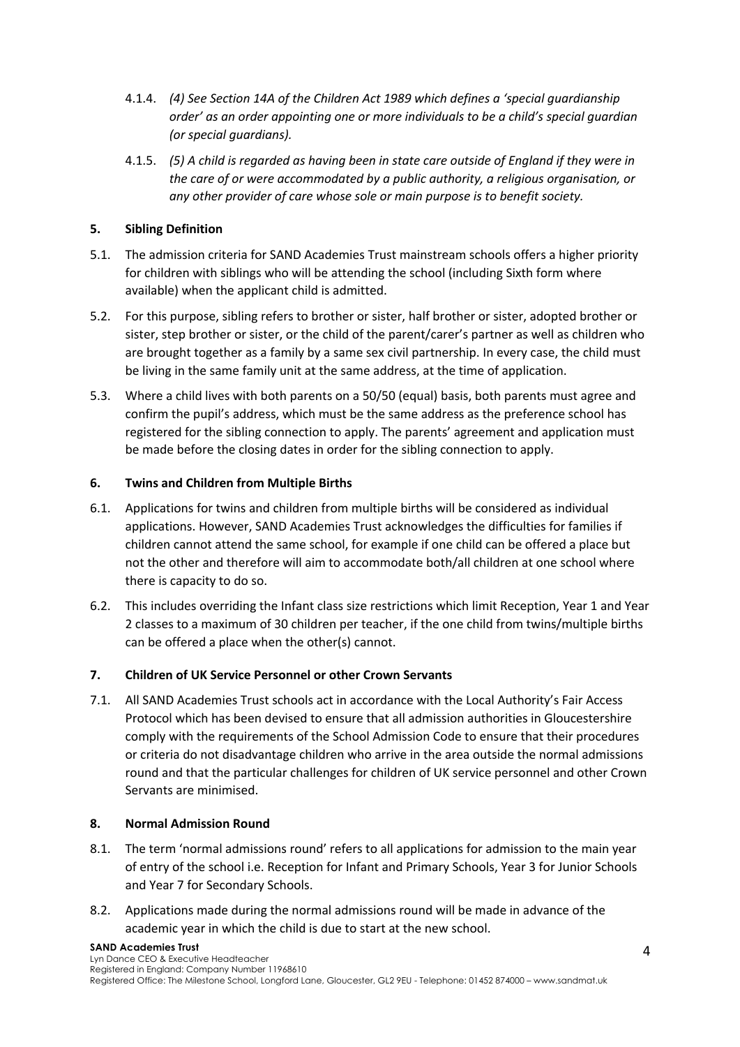4.1.4. *(4) See Section 14A of the Children Act 1989 which defines a 'special guardianship order' as an order appointing one or more individuals to be a child's special guardian (or special guardians).*

4.1.5. *(5) A child is regarded as having been in state care outside of England if they were in the care of or were accommodated by a public authority, a religious organisation, or any other provider of care whose sole or main purpose is to benefit society.*

## 5. Sibling Definition

5.1. The admission criteria for SAND Academies Trust mainstream schools offers a higher priority for children with siblings who will be attending the school (including Sixth form where available) when the applicant child is admitted.

5.2. For this purpose, sibling refers to brother or sister, half brother or sister, adopted brother or sister, step brother or sister, or the child of the parent/carer's partner as well as children who are brought together as a family by a same sex civil partnership. In every case, the child must be living in the same family unit at the same address, at the time of application.

5.3. Where a child lives with both parents on a 50/50 (equal) basis, both parents must agree and confirm the pupil's address, which must be the same address as the preference school has registered for the sibling connection to apply. The parents' agreement and application must be made before the closing dates in order for the sibling connection to apply.

## 6. Twins and Children from Multiple Births

6.1. Applications for twins and children from multiple births will be considered as individual applications. However, SAND Academies Trust acknowledges the difficulties for families if children cannot attend the same school, for example if one child can be offered a place but not the other and therefore will aim to accommodate both/all children at one school where there is capacity to do so.

6.2. This includes overriding the Infant class size restrictions which limit Reception, Year 1 and Year 2 classes to a maximum of 30 children per teacher, if the one child from twins/multiple births can be offered a place when the other(s) cannot.

## 7. Children of UK Service Personnel or other Crown Servants

7.1. All SAND Academies Trust schools act in accordance with the Local Authority's Fair Access Protocol which has been devised to ensure that all admission authorities in Gloucestershire comply with the requirements of the School Admission Code to ensure that their procedures or criteria do not disadvantage children who arrive in the area outside the normal admissions round and that the particular challenges for children of UK service personnel and other Crown Servants are minimised.

## 8. Normal Admission Round

8.1. The term 'normal admissions round' refers to all applications for admission to the main year of entry of the school i.e. Reception for Infant and Primary Schools, Year 3 for Junior Schools and Year 7 for Secondary Schools.

8.2. Applications made during the normal admissions round will be made in advance of the academic year in which the child is due to start at the new school.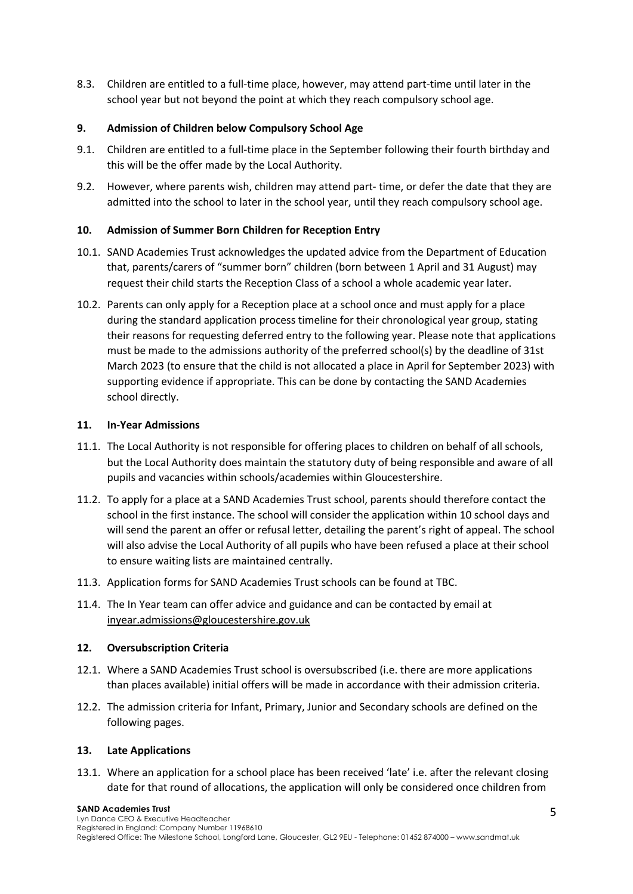8.3. Children are entitled to a full-time place, however, may attend part-time until later in the school year but not beyond the point at which they reach compulsory school age.

## 9. Admission of Children below Compulsory School Age

9.1. Children are entitled to a full-time place in the September following their fourth birthday and this will be the offer made by the Local Authority.

9.2. However, where parents wish, children may attend part- time, or defer the date that they are admitted into the school to later in the school year, until they reach compulsory school age.

## 10. Admission of Summer Born Children for Reception Entry

10.1. SAND Academies Trust acknowledges the updated advice from the Department of Education that, parents/carers of "summer born" children (born between 1 April and 31 August) may request their child starts the Reception Class of a school a whole academic year later.

10.2. Parents can only apply for a Reception place at a school once and must apply for a place during the standard application process timeline for their chronological year group, stating their reasons for requesting deferred entry to the following year. Please note that applications must be made to the admissions authority of the preferred school(s) by the deadline of 31st March 2023 (to ensure that the child is not allocated a place in April for September 2023) with supporting evidence if appropriate. This can be done by contacting the SAND Academies school directly.

## 11. In-Year Admissions

11.1. The Local Authority is not responsible for offering places to children on behalf of all schools, but the Local Authority does maintain the statutory duty of being responsible and aware of all pupils and vacancies within schools/academies within Gloucestershire.

11.2. To apply for a place at a SAND Academies Trust school, parents should therefore contact the school in the first instance. The school will consider the application within 10 school days and will send the parent an offer or refusal letter, detailing the parent's right of appeal. The school will also advise the Local Authority of all pupils who have been refused a place at their school to ensure waiting lists are maintained centrally.

11.3. Application forms for SAND Academies Trust schools can be found at TBC.

11.4. The In Year team can offer advice and guidance and can be contacted by email at inyear.admissions@gloucestershire.gov.uk

## 12. Oversubscription Criteria

12.1. Where a SAND Academies Trust school is oversubscribed (i.e. there are more applications than places available) initial offers will be made in accordance with their admission criteria.

12.2. The admission criteria for Infant, Primary, Junior and Secondary schools are defined on the following pages.

## 13. Late Applications

13.1. Where an application for a school place has been received 'late' i.e. after the relevant closing date for that round of allocations, the application will only be considered once children from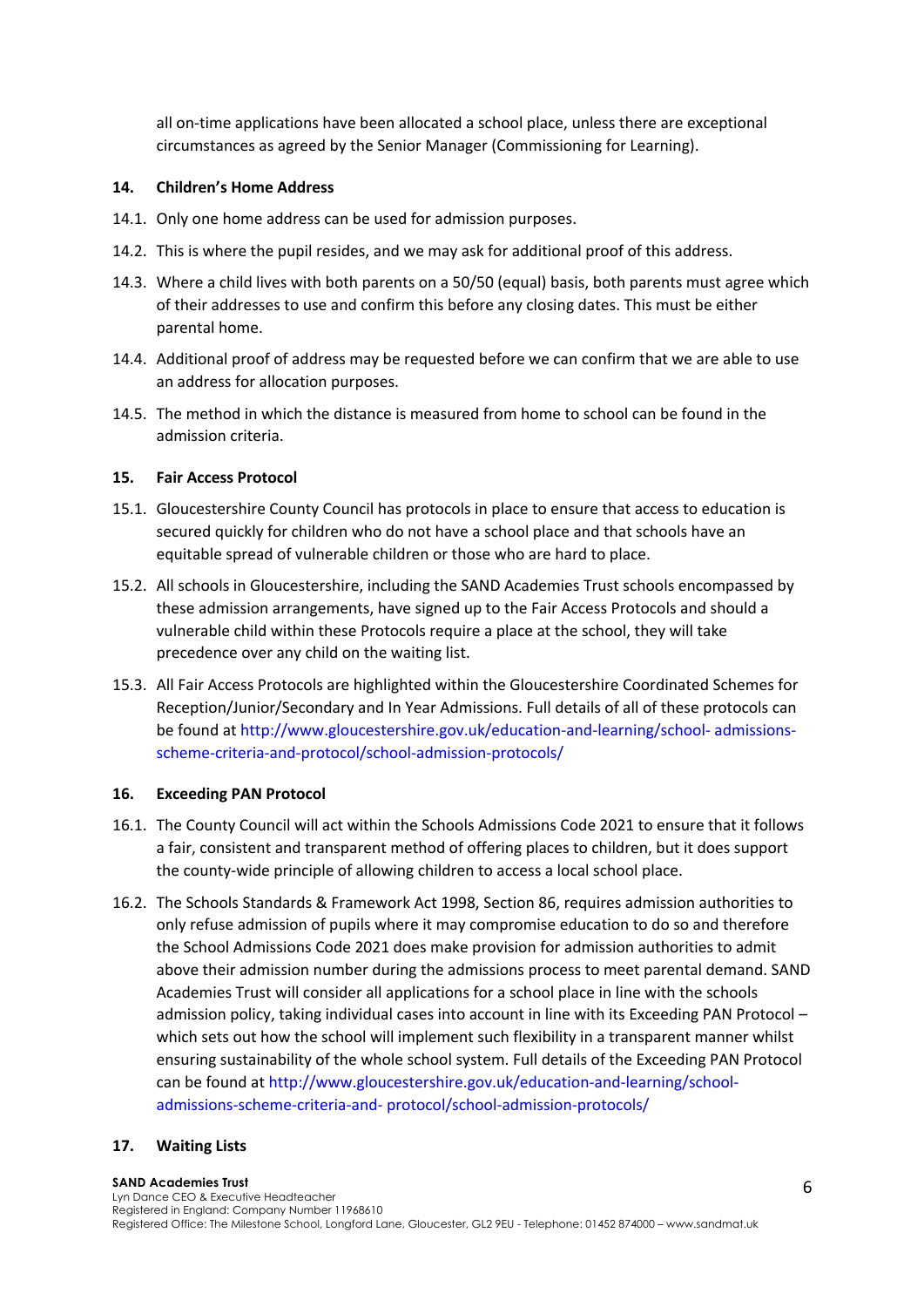all on-time applications have been allocated a school place, unless there are exceptional circumstances as agreed by the Senior Manager (Commissioning for Learning).

## 14. Children's Home Address

14.1. Only one home address can be used for admission purposes.

14.2. This is where the pupil resides, and we may ask for additional proof of this address.

14.3. Where a child lives with both parents on a 50/50 (equal) basis, both parents must agree which of their addresses to use and confirm this before any closing dates. This must be either parental home.

14.4. Additional proof of address may be requested before we can confirm that we are able to use an address for allocation purposes.

14.5. The method in which the distance is measured from home to school can be found in the admission criteria.

## 15. Fair Access Protocol

15.1. Gloucestershire County Council has protocols in place to ensure that access to education is secured quickly for children who do not have a school place and that schools have an equitable spread of vulnerable children or those who are hard to place.

15.2. All schools in Gloucestershire, including the SAND Academies Trust schools encompassed by these admission arrangements, have signed up to the Fair Access Protocols and should a vulnerable child within these Protocols require a place at the school, they will take precedence over any child on the waiting list.

15.3. All Fair Access Protocols are highlighted within the Gloucestershire Coordinated Schemes for Reception/Junior/Secondary and In Year Admissions. Full details of all of these protocols can be found at http://www.gloucestershire.gov.uk/education-and-learning/school- admissions-scheme-criteria-and-protocol/school-admission-protocols/

## 16. Exceeding PAN Protocol

16.1. The County Council will act within the Schools Admissions Code 2021 to ensure that it follows a fair, consistent and transparent method of offering places to children, but it does support the county-wide principle of allowing children to access a local school place.

16.2. The Schools Standards & Framework Act 1998, Section 86, requires admission authorities to only refuse admission of pupils where it may compromise education to do so and therefore the School Admissions Code 2021 does make provision for admission authorities to admit above their admission number during the admissions process to meet parental demand. SAND Academies Trust will consider all applications for a school place in line with the schools admission policy, taking individual cases into account in line with its Exceeding PAN Protocol – which sets out how the school will implement such flexibility in a transparent manner whilst ensuring sustainability of the whole school system. Full details of the Exceeding PAN Protocol can be found at http://www.gloucestershire.gov.uk/education-and-learning/school-admissions-scheme-criteria-and- protocol/school-admission-protocols/

## 17. Waiting Lists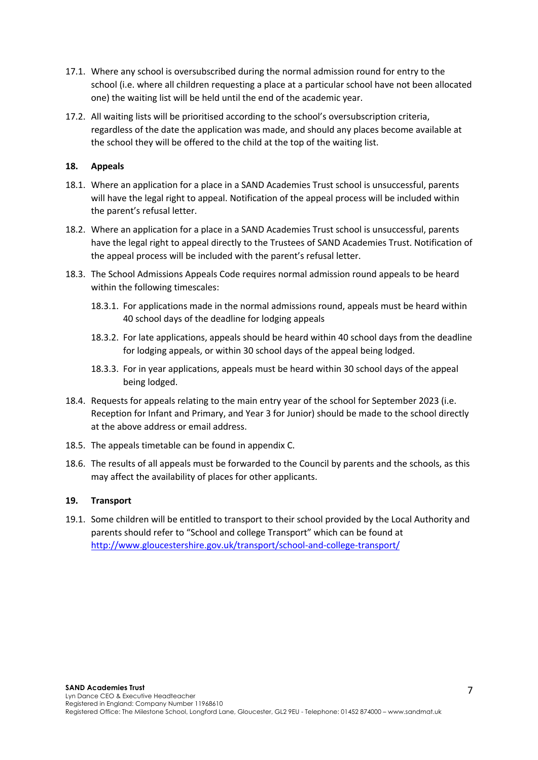17.1. Where any school is oversubscribed during the normal admission round for entry to the school (i.e. where all children requesting a place at a particular school have not been allocated one) the waiting list will be held until the end of the academic year.

17.2. All waiting lists will be prioritised according to the school's oversubscription criteria, regardless of the date the application was made, and should any places become available at the school they will be offered to the child at the top of the waiting list.

## 18. Appeals

18.1. Where an application for a place in a SAND Academies Trust school is unsuccessful, parents will have the legal right to appeal. Notification of the appeal process will be included within the parent's refusal letter.

18.2. Where an application for a place in a SAND Academies Trust school is unsuccessful, parents have the legal right to appeal directly to the Trustees of SAND Academies Trust. Notification of the appeal process will be included with the parent's refusal letter.

18.3. The School Admissions Appeals Code requires normal admission round appeals to be heard within the following timescales:

- 18.3.1. For applications made in the normal admissions round, appeals must be heard within 40 school days of the deadline for lodging appeals
- 18.3.2. For late applications, appeals should be heard within 40 school days from the deadline for lodging appeals, or within 30 school days of the appeal being lodged.
- 18.3.3. For in year applications, appeals must be heard within 30 school days of the appeal being lodged.

18.4. Requests for appeals relating to the main entry year of the school for September 2023 (i.e. Reception for Infant and Primary, and Year 3 for Junior) should be made to the school directly at the above address or email address.

18.5. The appeals timetable can be found in appendix C.

18.6. The results of all appeals must be forwarded to the Council by parents and the schools, as this may affect the availability of places for other applicants.

## 19. Transport

19.1. Some children will be entitled to transport to their school provided by the Local Authority and parents should refer to "School and college Transport" which can be found at [http://www.gloucestershire.gov.uk/transport/school-and-college-transport/](http://www.gloucestershire.gov.uk/transport/school-and-college-transport/)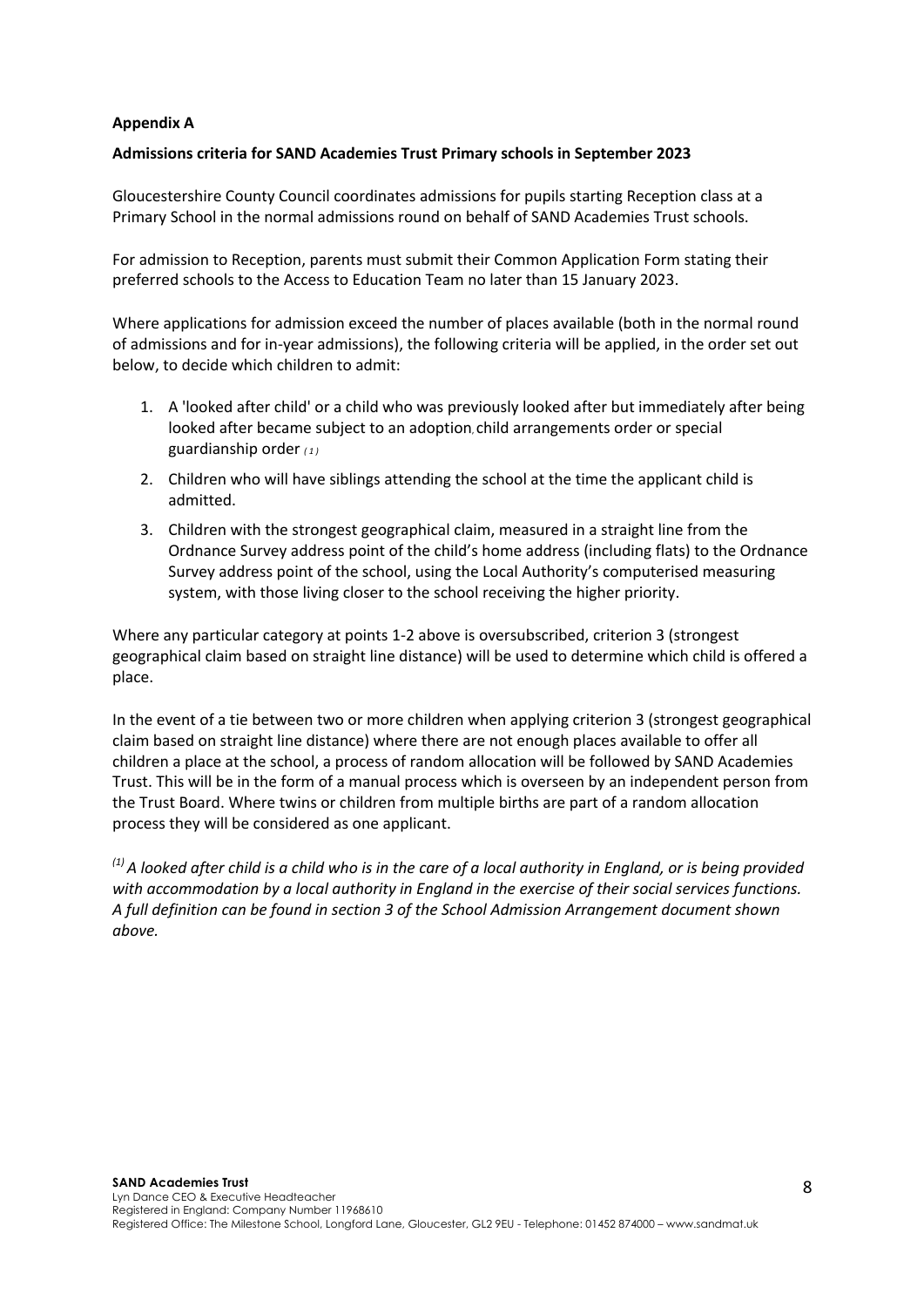**Appendix A**

**Admissions criteria for SAND Academies Trust Primary schools in September 2023**

Gloucestershire County Council coordinates admissions for pupils starting Reception class at a Primary School in the normal admissions round on behalf of SAND Academies Trust schools.

For admission to Reception, parents must submit their Common Application Form stating their preferred schools to the Access to Education Team no later than 15 January 2023.

Where applications for admission exceed the number of places available (both in the normal round of admissions and for in-year admissions), the following criteria will be applied, in the order set out below, to decide which children to admit:

1. A 'looked after child' or a child who was previously looked after but immediately after being looked after became subject to an adoption, child arrangements order or special guardianship order (1)
2. Children who will have siblings attending the school at the time the applicant child is admitted.
3. Children with the strongest geographical claim, measured in a straight line from the Ordnance Survey address point of the child's home address (including flats) to the Ordnance Survey address point of the school, using the Local Authority's computerised measuring system, with those living closer to the school receiving the higher priority.

Where any particular category at points 1-2 above is oversubscribed, criterion 3 (strongest geographical claim based on straight line distance) will be used to determine which child is offered a place.

In the event of a tie between two or more children when applying criterion 3 (strongest geographical claim based on straight line distance) where there are not enough places available to offer all children a place at the school, a process of random allocation will be followed by SAND Academies Trust. This will be in the form of a manual process which is overseen by an independent person from the Trust Board. Where twins or children from multiple births are part of a random allocation process they will be considered as one applicant.

*(1) A looked after child is a child who is in the care of a local authority in England, or is being provided with accommodation by a local authority in England in the exercise of their social services functions. A full definition can be found in section 3 of the School Admission Arrangement document shown above.*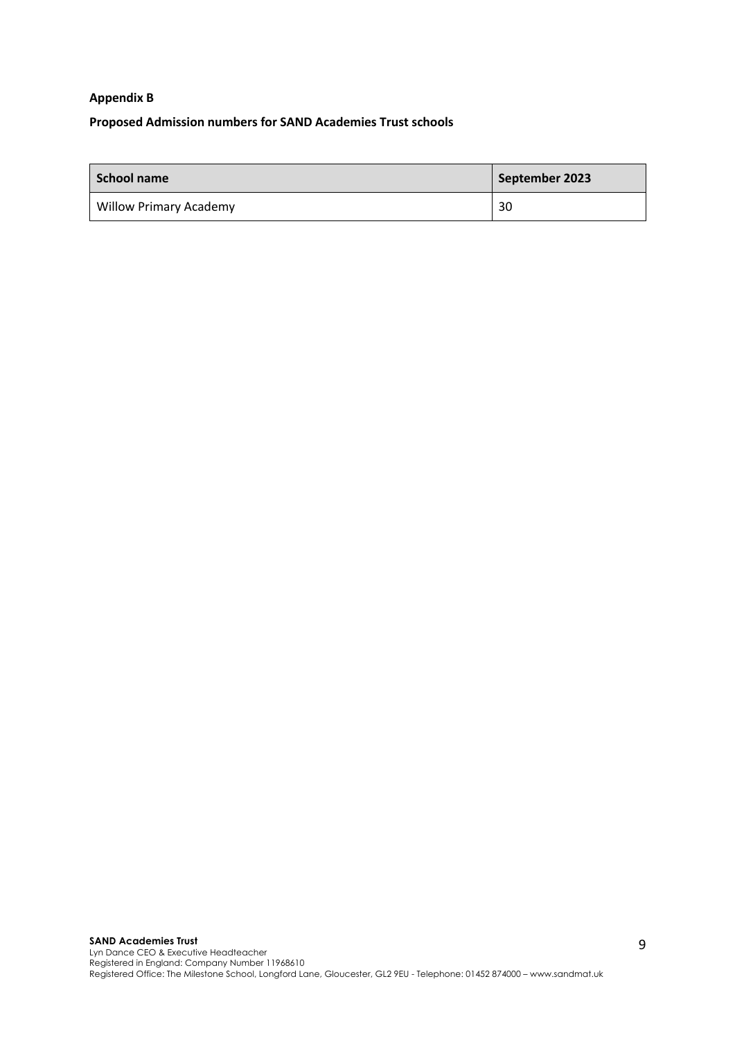**Appendix B**

**Proposed Admission numbers for SAND Academies Trust schools**

| School name | September 2023 |
|---|---|
| Willow Primary Academy | 30 |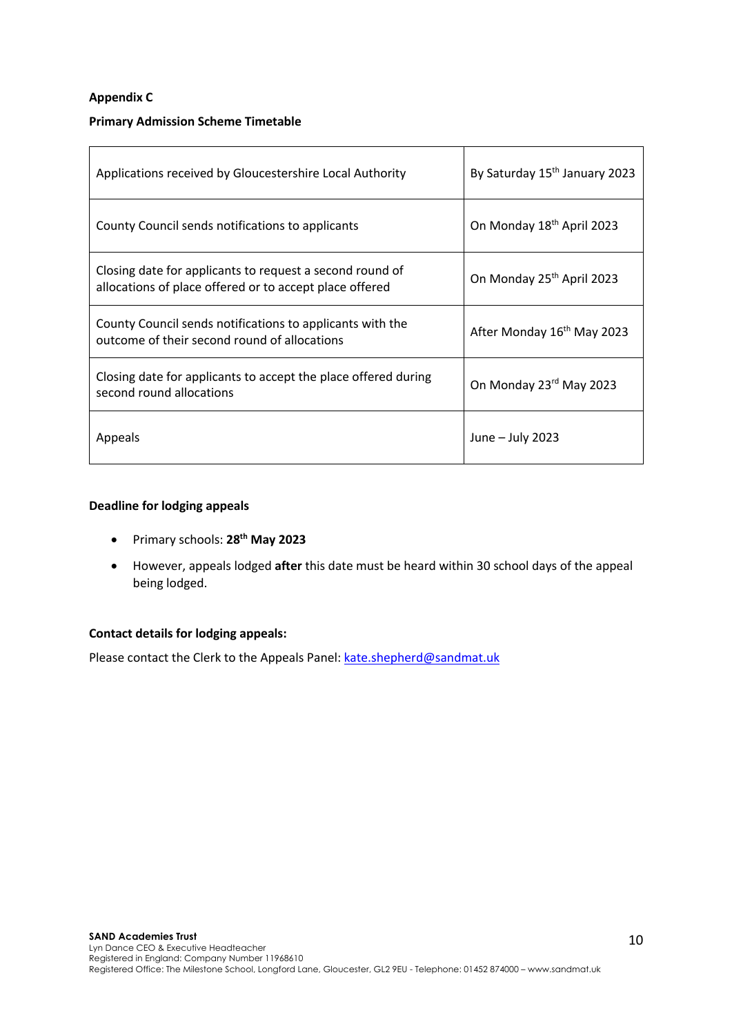**Appendix C**

**Primary Admission Scheme Timetable**

| | |
|---|---|
| Applications received by Gloucestershire Local Authority | By Saturday 15th January 2023 |
| County Council sends notifications to applicants | On Monday 18th April 2023 |
| Closing date for applicants to request a second round of allocations of place offered or to accept place offered | On Monday 25th April 2023 |
| County Council sends notifications to applicants with the outcome of their second round of allocations | After Monday 16th May 2023 |
| Closing date for applicants to accept the place offered during second round allocations | On Monday 23rd May 2023 |
| Appeals | June – July 2023 |

**Deadline for lodging appeals**

- Primary schools: **28th May 2023**
- However, appeals lodged **after** this date must be heard within 30 school days of the appeal being lodged.

**Contact details for lodging appeals:**

Please contact the Clerk to the Appeals Panel: kate.shepherd@sandmat.uk

**SAND Academies Trust**
Lyn Dance CEO & Executive Headteacher
Registered in England: Company Number 11968610
Registered Office: The Milestone School, Longford Lane, Gloucester, GL2 9EU - Telephone: 01452 874000 – www.sandmat.uk